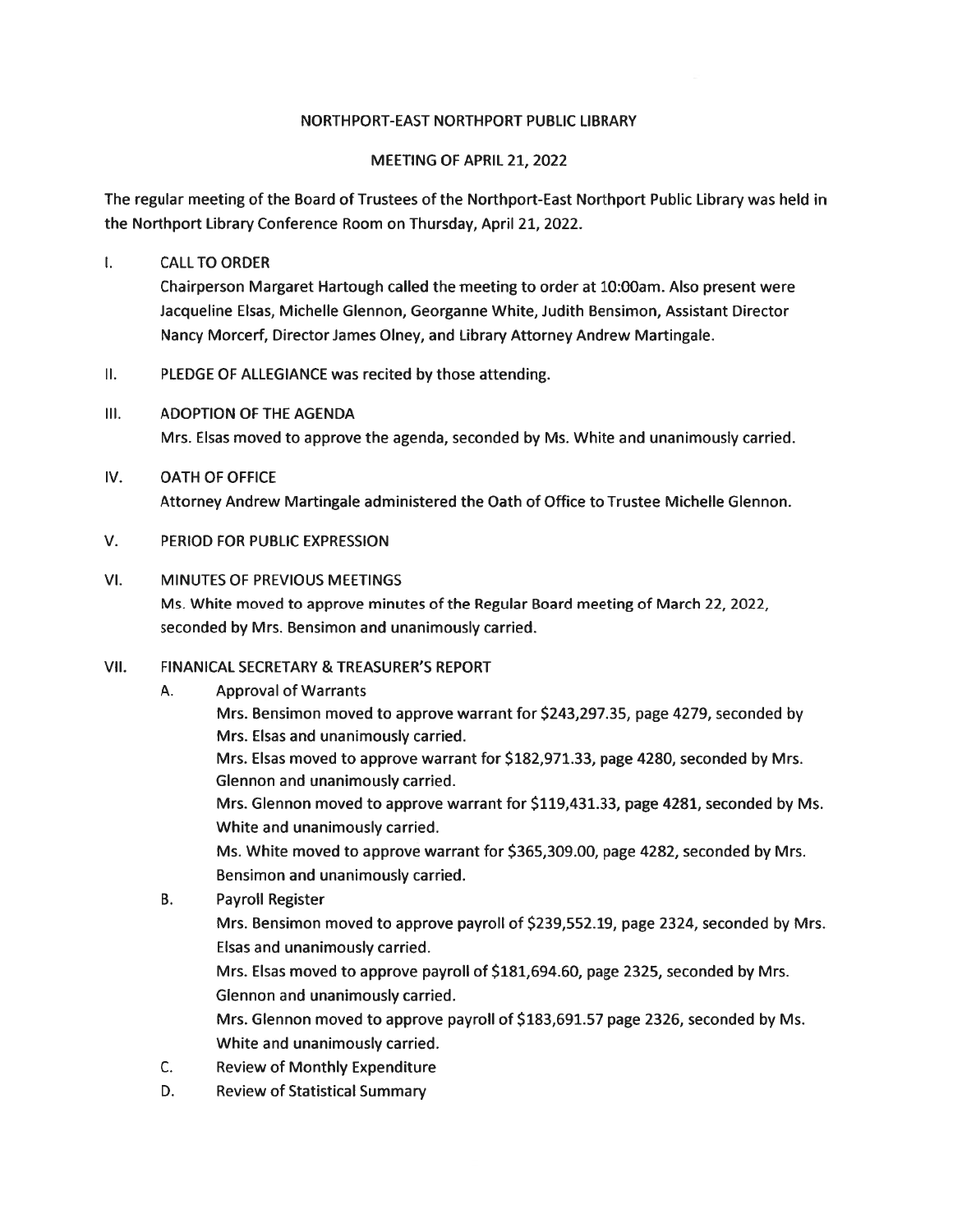# NORTHPORT-EAST NORTHPORT PUBLIC LIBRARY

## MEETING OF APRIL 21, 2022

The regular meeting of the Board of Trustees of the Northport-East Northport Public Library was held in the Northport Library Conference Room on Thursday, April 21, 2022.

I. CALL TO ORDER

Chairperson Margaret Hartough called the meeting to order at 10:00am. Also present were Jacqueline Elsas, Michelle Glennon, Georganne White, Judith Bensimon, Assistant Director Nancy Morcerf, Director James Olney, and Library Attorney Andrew Martingale.

II. PLEDGE OF ALLEGIANCE was recited by those attending.

III. ADOPTION OF THE AGENDA

Mrs. Elsas moved to approve the agenda, seconded by Ms. White and unanimously carried.

IV. OATH OF OFFICE

Attorney Andrew Martingale administered the Oath of Office to Trustee Michelle Glennon.

V. PERIOD FOR PUBLIC EXPRESSION

VI. MINUTES OF PREVIOUS MEETINGS

Ms. White moved to approve minutes of the Regular Board meeting of March 22, 2022, seconded by Mrs. Bensimon and unanimously carried.

VII. FINANICAL SECRETARY & TREASURER'S REPORT

A. Approval of Warrants

Mrs. Bensimon moved to approve warrant for $243,297.35, page 4279, seconded by Mrs. Elsas and unanimously carried.

Mrs. Elsas moved to approve warrant for $182,971.33, page 4280, seconded by Mrs. Glennon and unanimously carried.

Mrs. Glennon moved to approve warrant for $119,431.33, page 4281, seconded by Ms. White and unanimously carried.

Ms. White moved to approve warrant for $365,309.00, page 4282, seconded by Mrs. Bensimon and unanimously carried.

B. Payroll Register

Mrs. Bensimon moved to approve payroll of $239,552.19, page 2324, seconded by Mrs. Elsas and unanimously carried.

Mrs. Elsas moved to approve payroll of $181,694.60, page 2325, seconded by Mrs. Glennon and unanimously carried.

Mrs. Glennon moved to approve payroll of $183,691.57 page 2326, seconded by Ms. White and unanimously carried.

C. Review of Monthly Expenditure

D. Review of Statistical Summary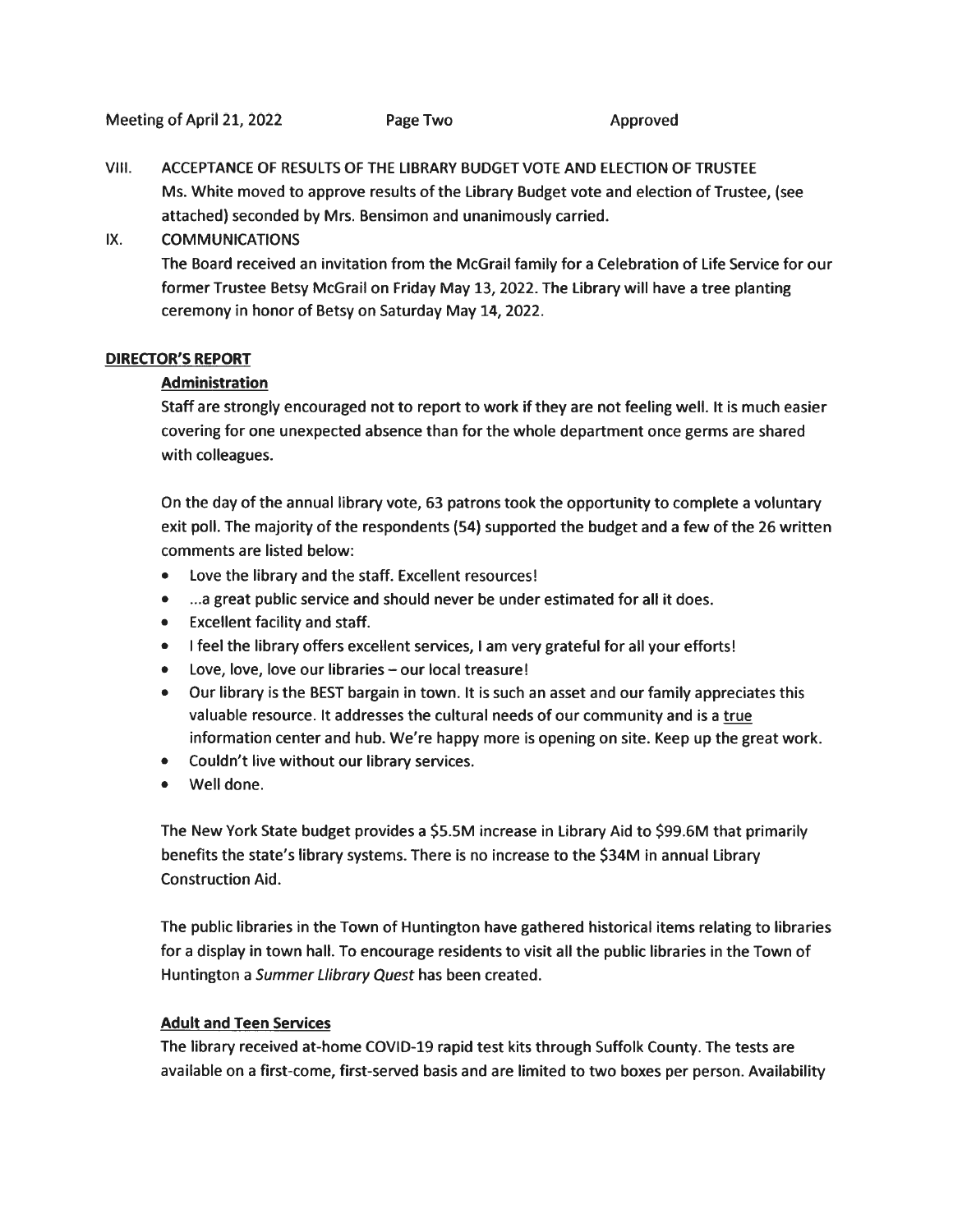VIII. ACCEPTANCE OF RESULTS OF THE LIBRARY BUDGET VOTE AND ELECTION OF TRUSTEE
Ms. White moved to approve results of the Library Budget vote and election of Trustee, (see attached) seconded by Mrs. Bensimon and unanimously carried.

IX. COMMUNICATIONS
The Board received an invitation from the McGrail family for a Celebration of Life Service for our former Trustee Betsy McGrail on Friday May 13, 2022. The Library will have a tree planting ceremony in honor of Betsy on Saturday May 14, 2022.

## DIRECTOR'S REPORT

### Administration

Staff are strongly encouraged not to report to work if they are not feeling well. It is much easier covering for one unexpected absence than for the whole department once germs are shared with colleagues.

On the day of the annual library vote, 63 patrons took the opportunity to complete a voluntary exit poll. The majority of the respondents (54) supported the budget and a few of the 26 written comments are listed below:

- Love the library and the staff. Excellent resources!
- ...a great public service and should never be under estimated for all it does.
- Excellent facility and staff.
- I feel the library offers excellent services, I am very grateful for all your efforts!
- Love, love, love our libraries – our local treasure!
- Our library is the BEST bargain in town. It is such an asset and our family appreciates this valuable resource. It addresses the cultural needs of our community and is a <u>true</u> information center and hub. We're happy more is opening on site. Keep up the great work.
- Couldn't live without our library services.
- Well done.

The New York State budget provides a $5.5M increase in Library Aid to $99.6M that primarily benefits the state's library systems. There is no increase to the $34M in annual Library Construction Aid.

The public libraries in the Town of Huntington have gathered historical items relating to libraries for a display in town hall. To encourage residents to visit all the public libraries in the Town of Huntington a *Summer Llibrary Quest* has been created.

### Adult and Teen Services

The library received at-home COVID-19 rapid test kits through Suffolk County. The tests are available on a first-come, first-served basis and are limited to two boxes per person. Availability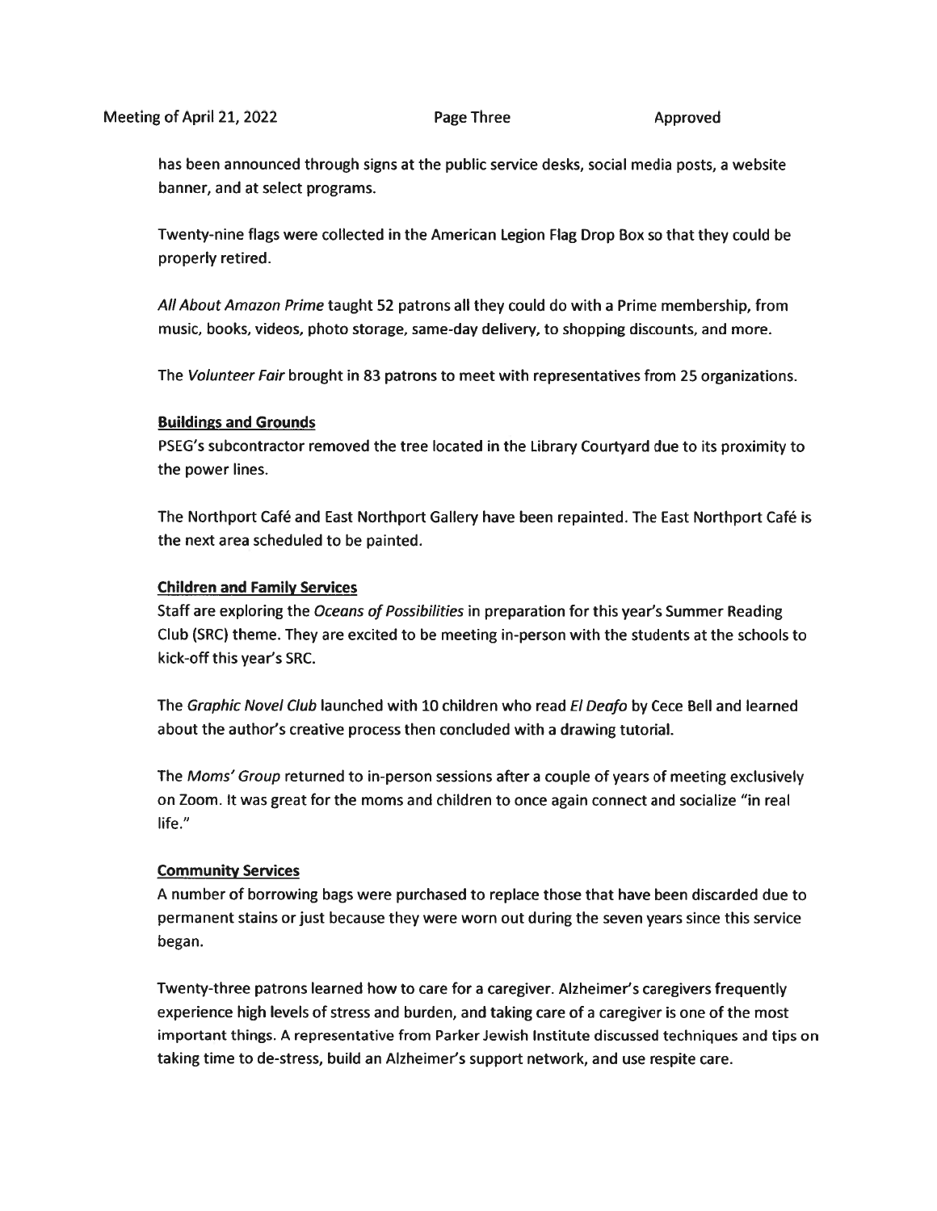has been announced through signs at the public service desks, social media posts, a website banner, and at select programs.

Twenty-nine flags were collected in the American Legion Flag Drop Box so that they could be properly retired.

*All About Amazon Prime* taught 52 patrons all they could do with a Prime membership, from music, books, videos, photo storage, same-day delivery, to shopping discounts, and more.

The *Volunteer Fair* brought in 83 patrons to meet with representatives from 25 organizations.

**Buildings and Grounds**

PSEG's subcontractor removed the tree located in the Library Courtyard due to its proximity to the power lines.

The Northport Café and East Northport Gallery have been repainted. The East Northport Café is the next area scheduled to be painted.

**Children and Family Services**

Staff are exploring the *Oceans of Possibilities* in preparation for this year's Summer Reading Club (SRC) theme. They are excited to be meeting in-person with the students at the schools to kick-off this year's SRC.

The *Graphic Novel Club* launched with 10 children who read *El Deafo* by Cece Bell and learned about the author's creative process then concluded with a drawing tutorial.

The *Moms' Group* returned to in-person sessions after a couple of years of meeting exclusively on Zoom. It was great for the moms and children to once again connect and socialize "in real life."

**Community Services**

A number of borrowing bags were purchased to replace those that have been discarded due to permanent stains or just because they were worn out during the seven years since this service began.

Twenty-three patrons learned how to care for a caregiver. Alzheimer's caregivers frequently experience high levels of stress and burden, and taking care of a caregiver is one of the most important things. A representative from Parker Jewish Institute discussed techniques and tips on taking time to de-stress, build an Alzheimer's support network, and use respite care.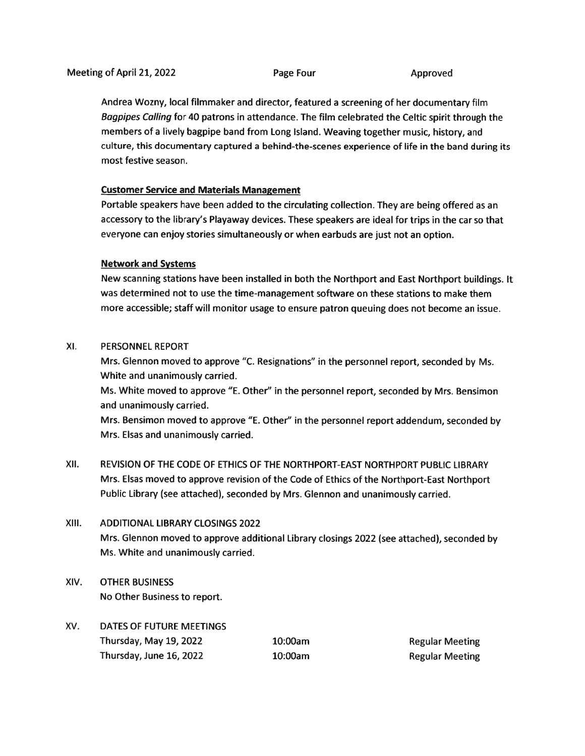Andrea Wozny, local filmmaker and director, featured a screening of her documentary film *Bagpipes Calling* for 40 patrons in attendance. The film celebrated the Celtic spirit through the members of a lively bagpipe band from Long Island. Weaving together music, history, and culture, this documentary captured a behind-the-scenes experience of life in the band during its most festive season.

**Customer Service and Materials Management**

Portable speakers have been added to the circulating collection. They are being offered as an accessory to the library's Playaway devices. These speakers are ideal for trips in the car so that everyone can enjoy stories simultaneously or when earbuds are just not an option.

**Network and Systems**

New scanning stations have been installed in both the Northport and East Northport buildings. It was determined not to use the time-management software on these stations to make them more accessible; staff will monitor usage to ensure patron queuing does not become an issue.

XI. PERSONNEL REPORT

Mrs. Glennon moved to approve "C. Resignations" in the personnel report, seconded by Ms. White and unanimously carried.

Ms. White moved to approve "E. Other" in the personnel report, seconded by Mrs. Bensimon and unanimously carried.

Mrs. Bensimon moved to approve "E. Other" in the personnel report addendum, seconded by Mrs. Elsas and unanimously carried.

XII. REVISION OF THE CODE OF ETHICS OF THE NORTHPORT-EAST NORTHPORT PUBLIC LIBRARY

Mrs. Elsas moved to approve revision of the Code of Ethics of the Northport-East Northport Public Library (see attached), seconded by Mrs. Glennon and unanimously carried.

XIII. ADDITIONAL LIBRARY CLOSINGS 2022

Mrs. Glennon moved to approve additional Library closings 2022 (see attached), seconded by Ms. White and unanimously carried.

XIV. OTHER BUSINESS

No Other Business to report.

XV. DATES OF FUTURE MEETINGS

| | | |
|---|---|---|
| Thursday, May 19, 2022 | 10:00am | Regular Meeting |
| Thursday, June 16, 2022 | 10:00am | Regular Meeting |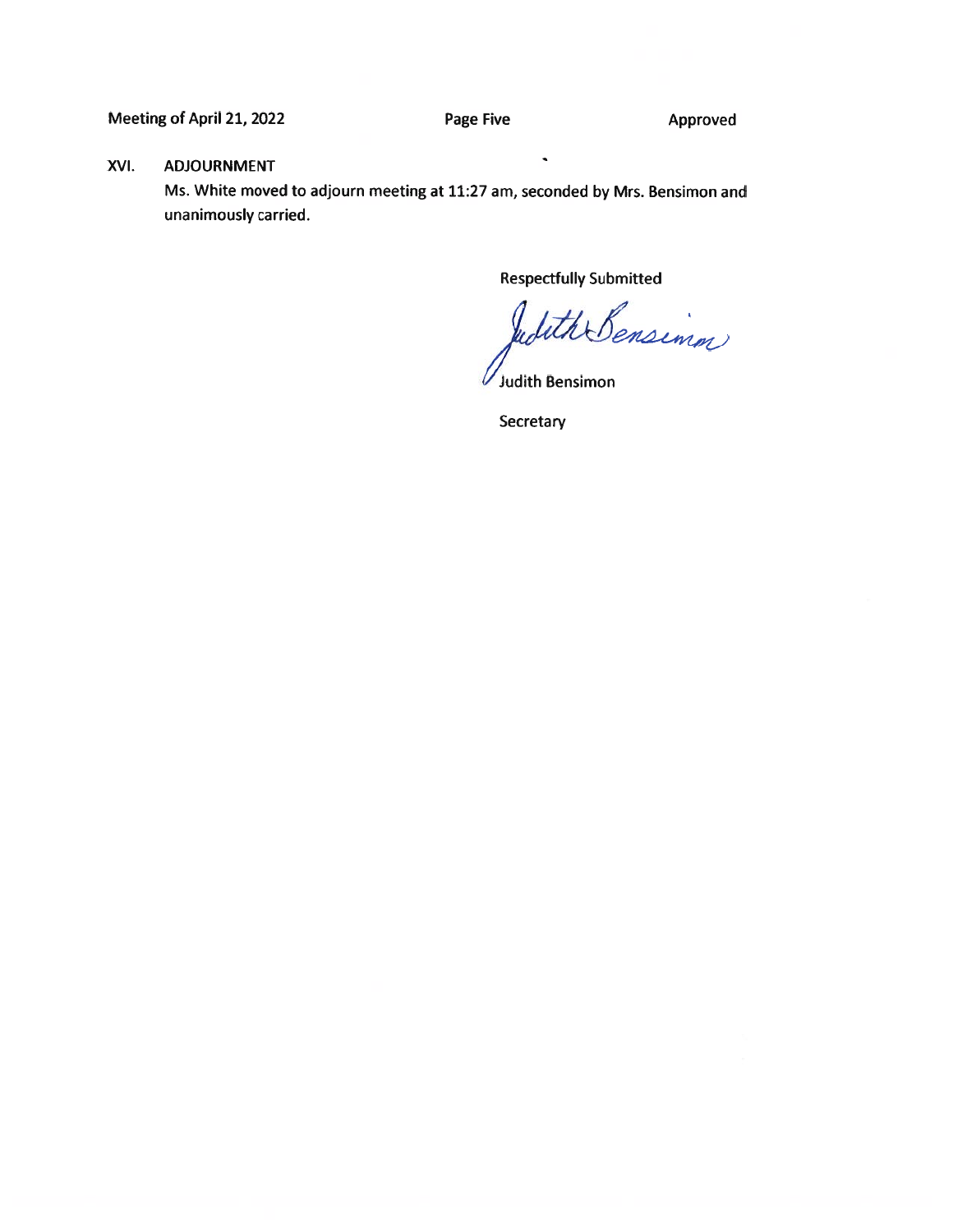## XVI. ADJOURNMENT

Ms. White moved to adjourn meeting at 11:27 am, seconded by Mrs. Bensimon and unanimously carried.

Respectfully Submitted

Judith Bensimon

Judith Bensimon

Secretary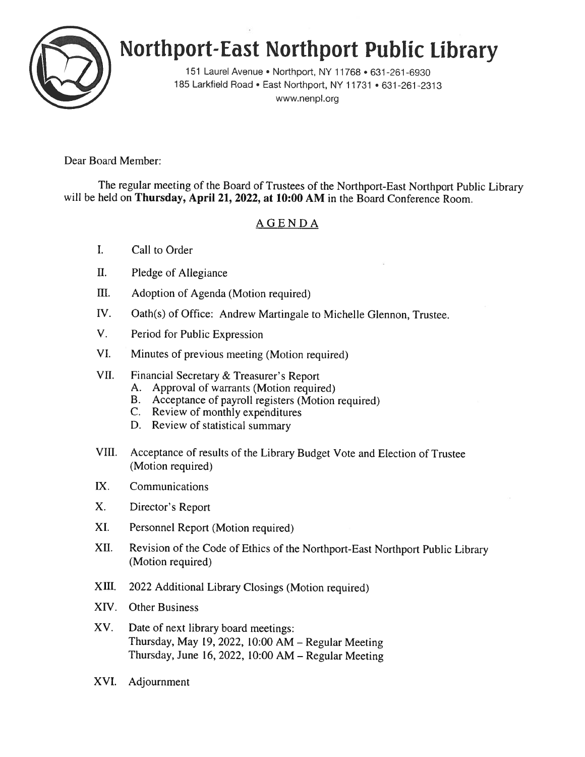# Northport-East Northport Public Library

151 Laurel Avenue • Northport, NY 11768 • 631-261-6930
185 Larkfield Road • East Northport, NY 11731 • 631-261-2313
www.nenpl.org

Dear Board Member:

The regular meeting of the Board of Trustees of the Northport-East Northport Public Library will be held on **Thursday, April 21, 2022, at 10:00 AM** in the Board Conference Room.

## AGENDA

I. Call to Order

II. Pledge of Allegiance

III. Adoption of Agenda (Motion required)

IV. Oath(s) of Office: Andrew Martingale to Michelle Glennon, Trustee.

V. Period for Public Expression

VI. Minutes of previous meeting (Motion required)

VII. Financial Secretary & Treasurer's Report
   A. Approval of warrants (Motion required)
   B. Acceptance of payroll registers (Motion required)
   C. Review of monthly expenditures
   D. Review of statistical summary

VIII. Acceptance of results of the Library Budget Vote and Election of Trustee (Motion required)

IX. Communications

X. Director's Report

XI. Personnel Report (Motion required)

XII. Revision of the Code of Ethics of the Northport-East Northport Public Library (Motion required)

XIII. 2022 Additional Library Closings (Motion required)

XIV. Other Business

XV. Date of next library board meetings:
Thursday, May 19, 2022, 10:00 AM – Regular Meeting
Thursday, June 16, 2022, 10:00 AM – Regular Meeting

XVI. Adjournment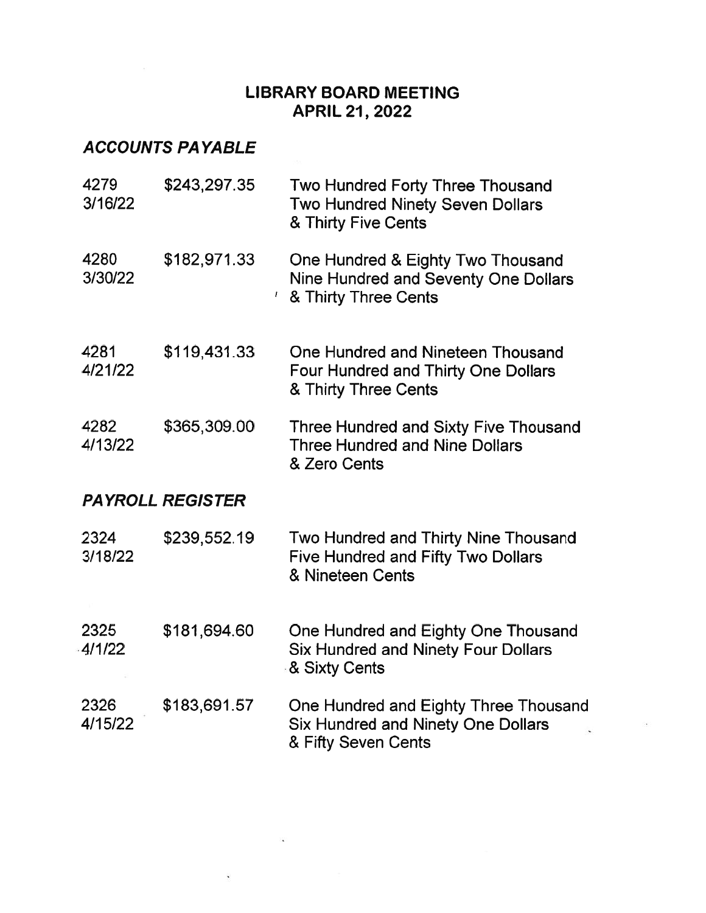# LIBRARY BOARD MEETING
# APRIL 21, 2022

## *ACCOUNTS PAYABLE*

| | | |
|---|---|---|
| 4279<br>3/16/22 | \$243,297.35 | Two Hundred Forty Three Thousand<br>Two Hundred Ninety Seven Dollars<br>& Thirty Five Cents |
| 4280<br>3/30/22 | \$182,971.33 | One Hundred & Eighty Two Thousand<br>Nine Hundred and Seventy One Dollars<br>& Thirty Three Cents |
| 4281<br>4/21/22 | \$119,431.33 | One Hundred and Nineteen Thousand<br>Four Hundred and Thirty One Dollars<br>& Thirty Three Cents |
| 4282<br>4/13/22 | \$365,309.00 | Three Hundred and Sixty Five Thousand<br>Three Hundred and Nine Dollars<br>& Zero Cents |

## *PAYROLL REGISTER*

| | | |
|---|---|---|
| 2324<br>3/18/22 | \$239,552.19 | Two Hundred and Thirty Nine Thousand<br>Five Hundred and Fifty Two Dollars<br>& Nineteen Cents |
| 2325<br>4/1/22 | \$181,694.60 | One Hundred and Eighty One Thousand<br>Six Hundred and Ninety Four Dollars<br>& Sixty Cents |
| 2326<br>4/15/22 | \$183,691.57 | One Hundred and Eighty Three Thousand<br>Six Hundred and Ninety One Dollars<br>& Fifty Seven Cents |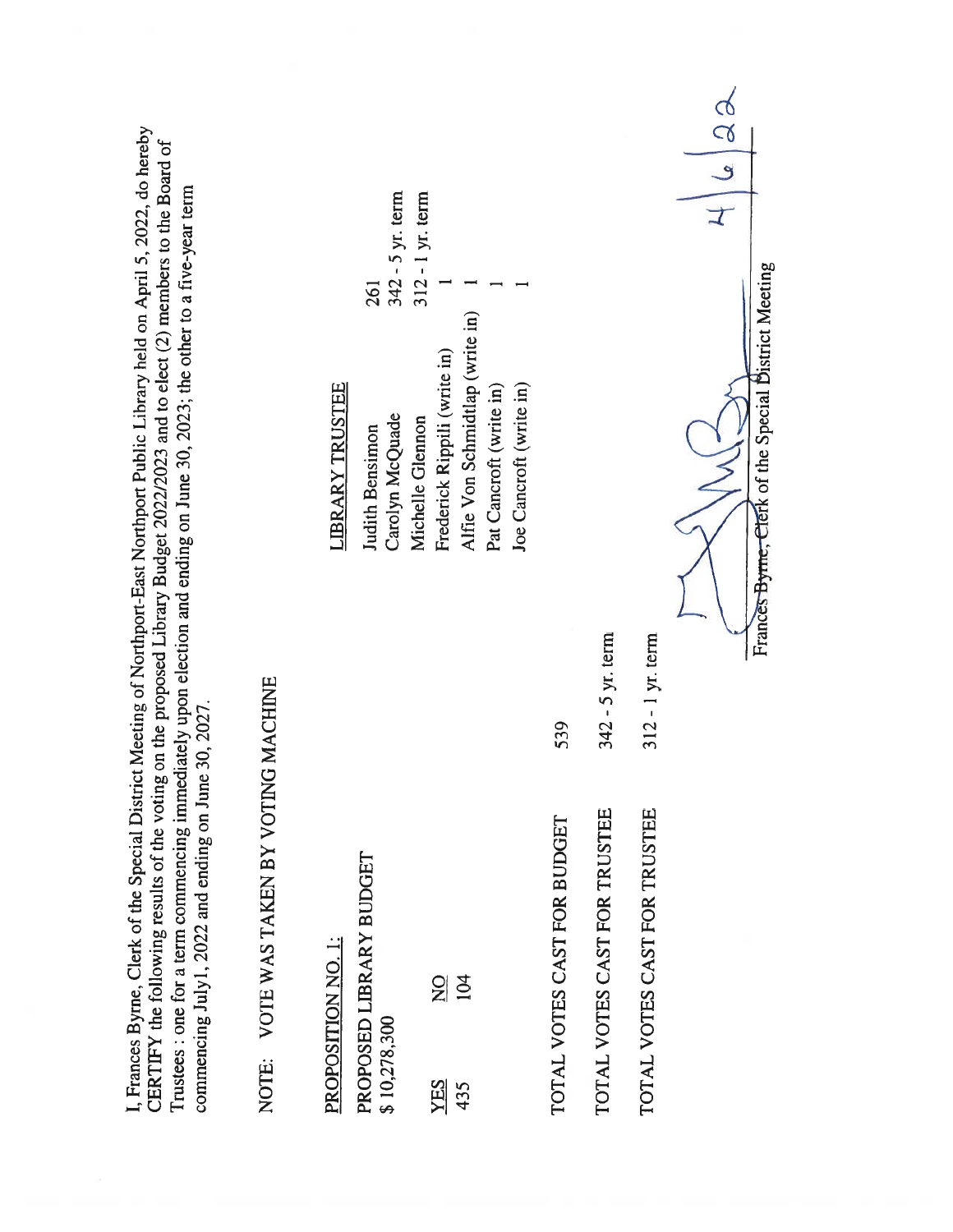I, Frances Byrne, Clerk of the Special District Meeting of Northport-East Northport Public Library held on April 5, 2022, do hereby **CERTIFY** the following results of the voting on the proposed Library Budget 2022/2023 and to elect (2) members to the Board of Trustees : one for a term commencing immediately upon election and ending on June 30, 2023; the other to a five-year term commencing July1, 2022 and ending on June 30, 2027.

NOTE: VOTE WAS TAKEN BY VOTING MACHINE

PROPOSITION NO. 1:

PROPOSED LIBRARY BUDGET
$ 10,278,300

| YES | NO |
|---|---|
| 435 | 104 |

LIBRARY TRUSTEE

| | |
|---|---|
| Judith Bensimon | 261 |
| Carolyn McQuade | 342 - 5 yr. term |
| Michelle Glennon | 312 - 1 yr. term |
| Frederick Rippili (write in) | 1 |
| Alfie Von Schmidtlap (write in) | 1 |
| Pat Cancroft (write in) | 1 |
| Joe Cancroft (write in) | 1 |

| | |
|---|---|
| TOTAL VOTES CAST FOR BUDGET | 539 |
| TOTAL VOTES CAST FOR TRUSTEE | 342 - 5 yr. term |
| TOTAL VOTES CAST FOR TRUSTEE | 312 - 1 yr. term |

Frances Byrne, Clerk of the Special District Meeting

4/6/22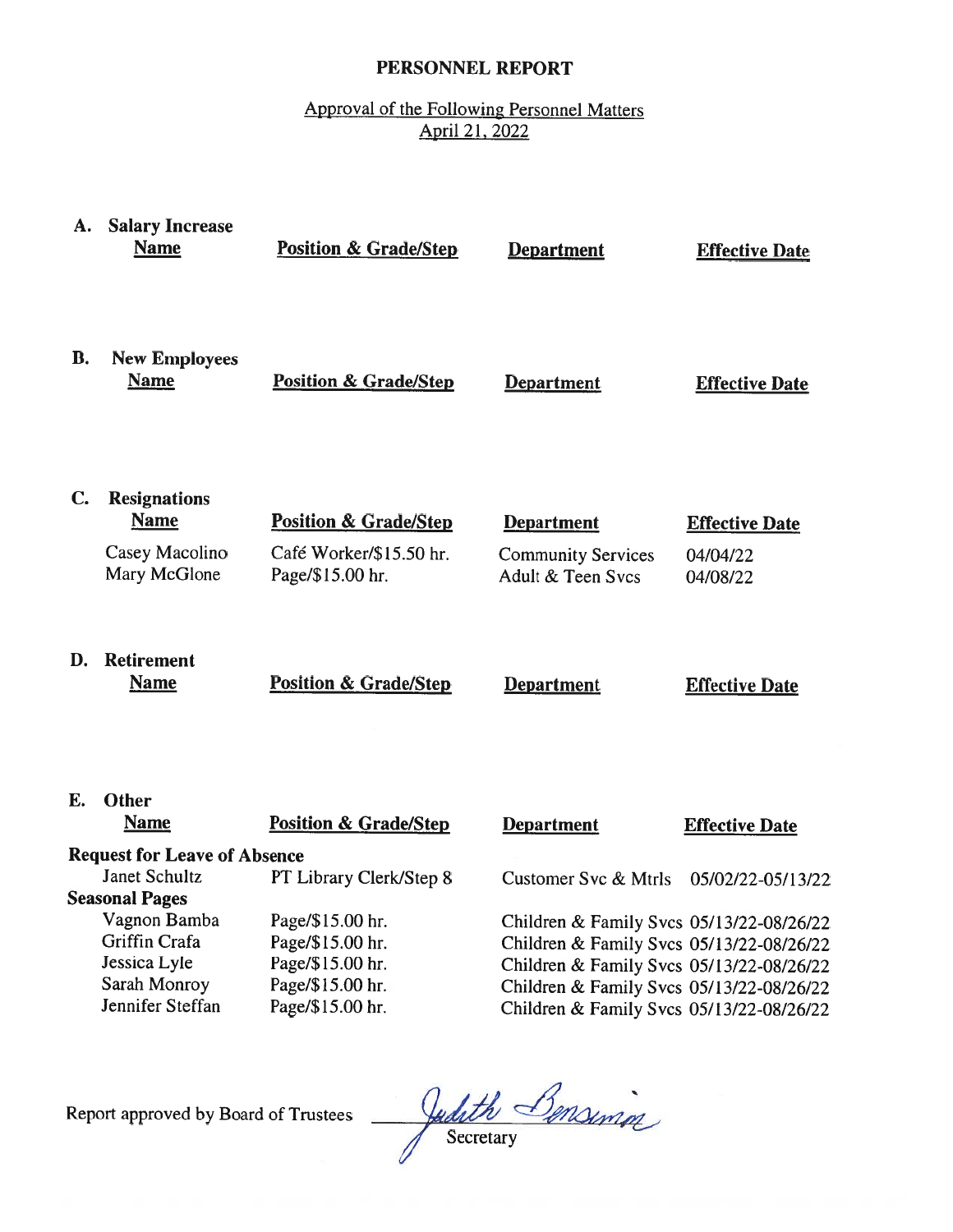# PERSONNEL REPORT

Approval of the Following Personnel Matters
April 21, 2022

## A. Salary Increase

| Name | Position & Grade/Step | Department | Effective Date |
|---|---|---|---|

## B. New Employees

| Name | Position & Grade/Step | Department | Effective Date |
|---|---|---|---|

## C. Resignations

| Name | Position & Grade/Step | Department | Effective Date |
|---|---|---|---|
| Casey Macolino | Café Worker/$15.50 hr. | Community Services | 04/04/22 |
| Mary McGlone | Page/$15.00 hr. | Adult & Teen Svcs | 04/08/22 |

## D. Retirement

| Name | Position & Grade/Step | Department | Effective Date |
|---|---|---|---|

## E. Other

| Name | Position & Grade/Step | Department | Effective Date |
|---|---|---|---|
| **Request for Leave of Absence** | | | |
| Janet Schultz | PT Library Clerk/Step 8 | Customer Svc & Mtrls | 05/02/22-05/13/22 |
| **Seasonal Pages** | | | |
| Vagnon Bamba | Page/$15.00 hr. | Children & Family Svcs | 05/13/22-08/26/22 |
| Griffin Crafa | Page/$15.00 hr. | Children & Family Svcs | 05/13/22-08/26/22 |
| Jessica Lyle | Page/$15.00 hr. | Children & Family Svcs | 05/13/22-08/26/22 |
| Sarah Monroy | Page/$15.00 hr. | Children & Family Svcs | 05/13/22-08/26/22 |
| Jennifer Steffan | Page/$15.00 hr. | Children & Family Svcs | 05/13/22-08/26/22 |

Report approved by Board of Trustees Judith Bensimon
Secretary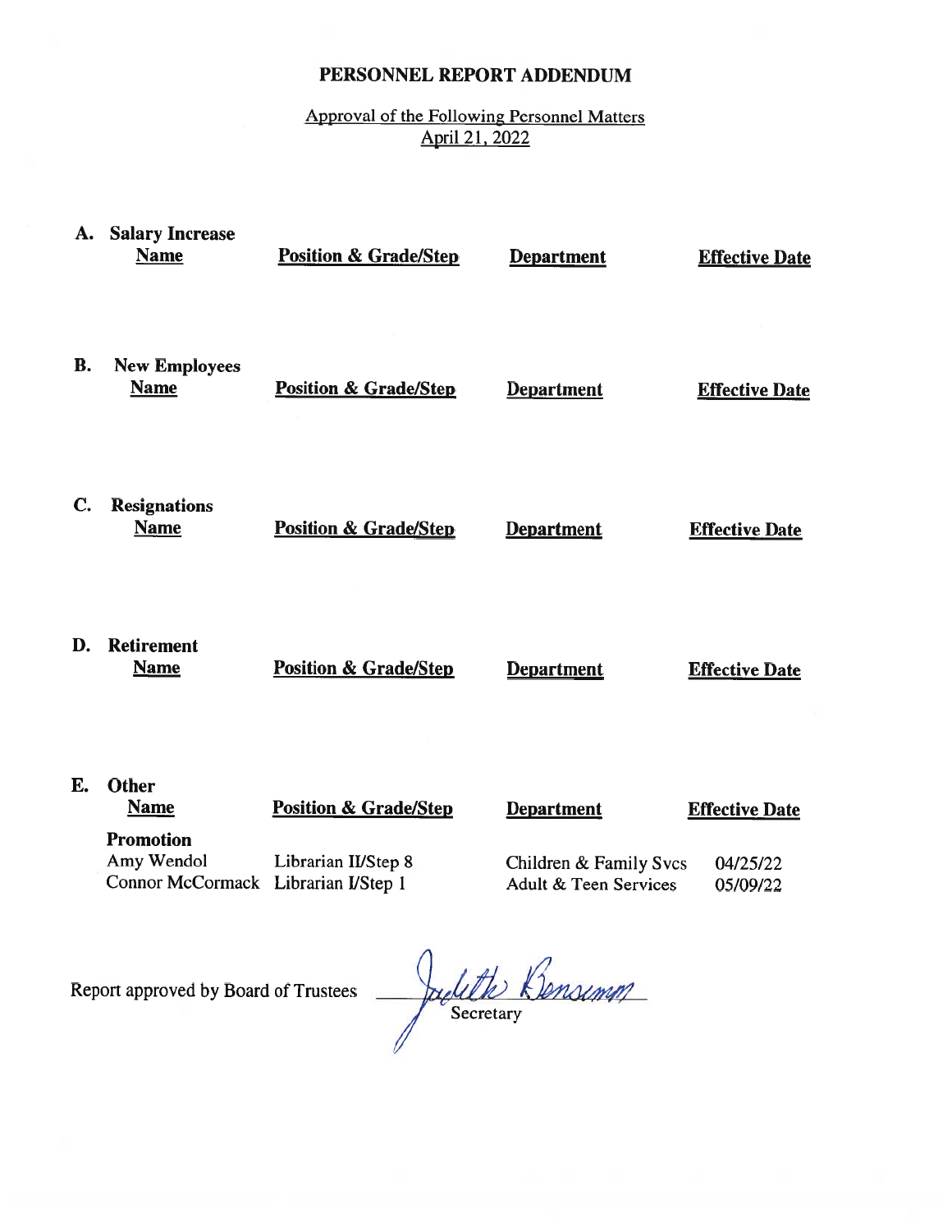# PERSONNEL REPORT ADDENDUM

Approval of the Following Personnel Matters
April 21, 2022

**A. Salary Increase**

| Name | Position & Grade/Step | Department | Effective Date |
|---|---|---|---|

**B. New Employees**

| Name | Position & Grade/Step | Department | Effective Date |
|---|---|---|---|

**C. Resignations**

| Name | Position & Grade/Step | Department | Effective Date |
|---|---|---|---|

**D. Retirement**

| Name | Position & Grade/Step | Department | Effective Date |
|---|---|---|---|

**E. Other**

| Name | Position & Grade/Step | Department | Effective Date |
|---|---|---|---|
| **Promotion** | | | |
| Amy Wendol | Librarian II/Step 8 | Children & Family Svcs | 04/25/22 |
| Connor McCormack | Librarian I/Step 1 | Adult & Teen Services | 05/09/22 |

Report approved by Board of Trustees ____Judith Bensimon____
Secretary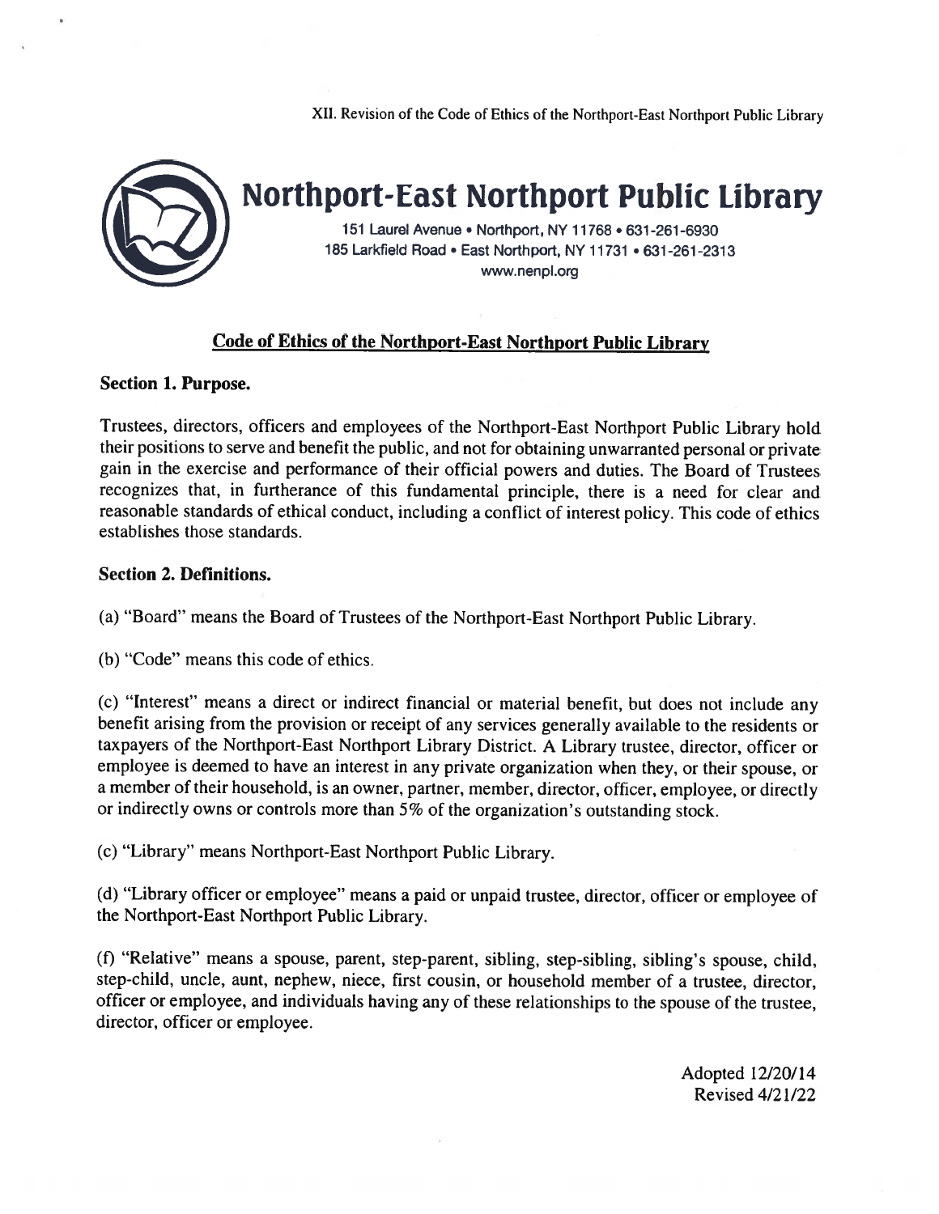XII. Revision of the Code of Ethics of the Northport-East Northport Public Library

# Northport-East Northport Public Library

151 Laurel Avenue • Northport, NY 11768 • 631-261-6930
185 Larkfield Road • East Northport, NY 11731 • 631-261-2313
www.nenpl.org

## Code of Ethics of the Northport-East Northport Public Library

**Section 1. Purpose.**

Trustees, directors, officers and employees of the Northport-East Northport Public Library hold their positions to serve and benefit the public, and not for obtaining unwarranted personal or private gain in the exercise and performance of their official powers and duties. The Board of Trustees recognizes that, in furtherance of this fundamental principle, there is a need for clear and reasonable standards of ethical conduct, including a conflict of interest policy. This code of ethics establishes those standards.

**Section 2. Definitions.**

(a) "Board" means the Board of Trustees of the Northport-East Northport Public Library.

(b) "Code" means this code of ethics.

(c) "Interest" means a direct or indirect financial or material benefit, but does not include any benefit arising from the provision or receipt of any services generally available to the residents or taxpayers of the Northport-East Northport Library District. A Library trustee, director, officer or employee is deemed to have an interest in any private organization when they, or their spouse, or a member of their household, is an owner, partner, member, director, officer, employee, or directly or indirectly owns or controls more than 5% of the organization's outstanding stock.

(c) "Library" means Northport-East Northport Public Library.

(d) "Library officer or employee" means a paid or unpaid trustee, director, officer or employee of the Northport-East Northport Public Library.

(f) "Relative" means a spouse, parent, step-parent, sibling, step-sibling, sibling's spouse, child, step-child, uncle, aunt, nephew, niece, first cousin, or household member of a trustee, director, officer or employee, and individuals having any of these relationships to the spouse of the trustee, director, officer or employee.

Adopted 12/20/14
Revised 4/21/22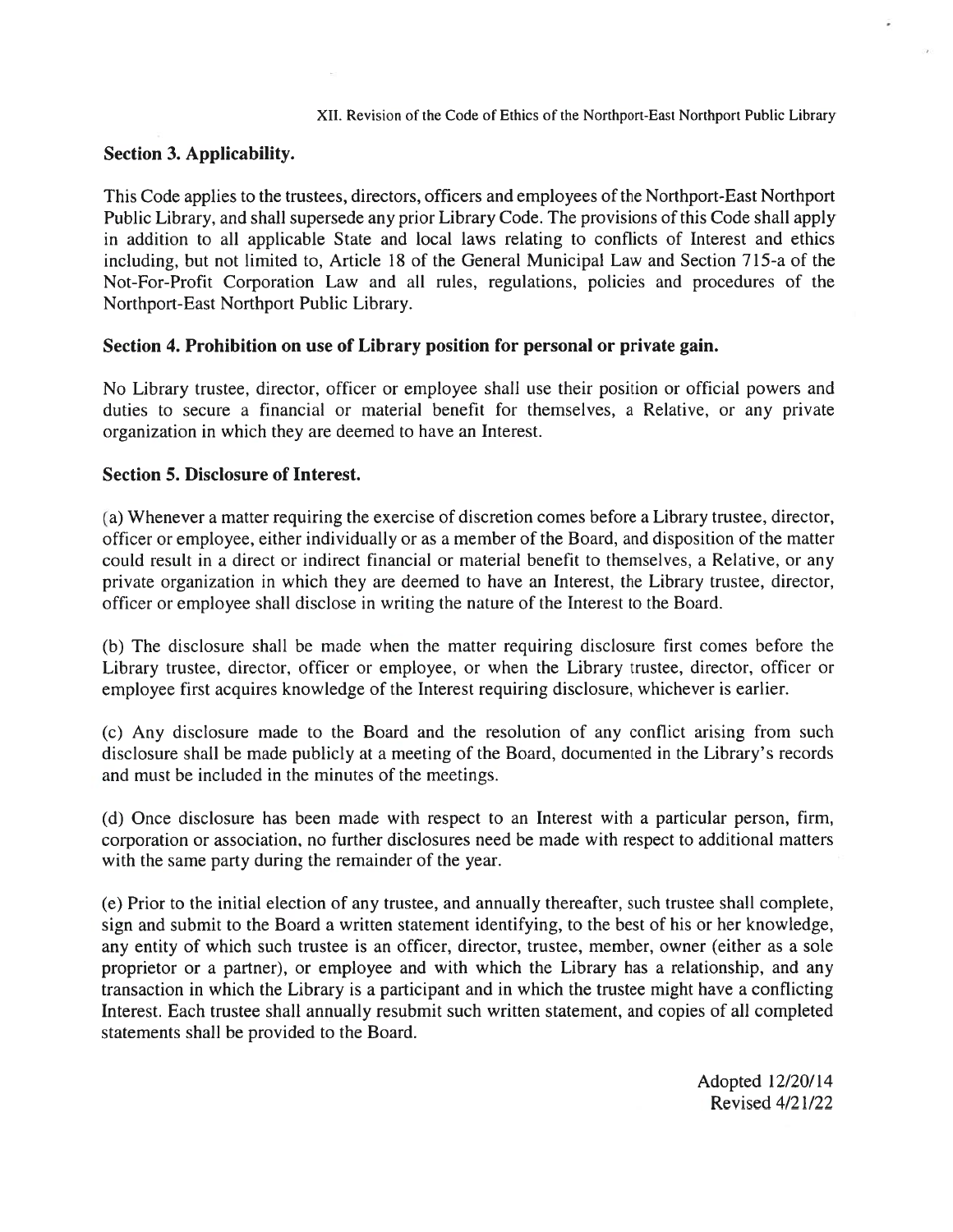## Section 3. Applicability.

This Code applies to the trustees, directors, officers and employees of the Northport-East Northport Public Library, and shall supersede any prior Library Code. The provisions of this Code shall apply in addition to all applicable State and local laws relating to conflicts of Interest and ethics including, but not limited to, Article 18 of the General Municipal Law and Section 715-a of the Not-For-Profit Corporation Law and all rules, regulations, policies and procedures of the Northport-East Northport Public Library.

## Section 4. Prohibition on use of Library position for personal or private gain.

No Library trustee, director, officer or employee shall use their position or official powers and duties to secure a financial or material benefit for themselves, a Relative, or any private organization in which they are deemed to have an Interest.

## Section 5. Disclosure of Interest.

(a) Whenever a matter requiring the exercise of discretion comes before a Library trustee, director, officer or employee, either individually or as a member of the Board, and disposition of the matter could result in a direct or indirect financial or material benefit to themselves, a Relative, or any private organization in which they are deemed to have an Interest, the Library trustee, director, officer or employee shall disclose in writing the nature of the Interest to the Board.

(b) The disclosure shall be made when the matter requiring disclosure first comes before the Library trustee, director, officer or employee, or when the Library trustee, director, officer or employee first acquires knowledge of the Interest requiring disclosure, whichever is earlier.

(c) Any disclosure made to the Board and the resolution of any conflict arising from such disclosure shall be made publicly at a meeting of the Board, documented in the Library's records and must be included in the minutes of the meetings.

(d) Once disclosure has been made with respect to an Interest with a particular person, firm, corporation or association, no further disclosures need be made with respect to additional matters with the same party during the remainder of the year.

(e) Prior to the initial election of any trustee, and annually thereafter, such trustee shall complete, sign and submit to the Board a written statement identifying, to the best of his or her knowledge, any entity of which such trustee is an officer, director, trustee, member, owner (either as a sole proprietor or a partner), or employee and with which the Library has a relationship, and any transaction in which the Library is a participant and in which the trustee might have a conflicting Interest. Each trustee shall annually resubmit such written statement, and copies of all completed statements shall be provided to the Board.

Adopted 12/20/14
Revised 4/21/22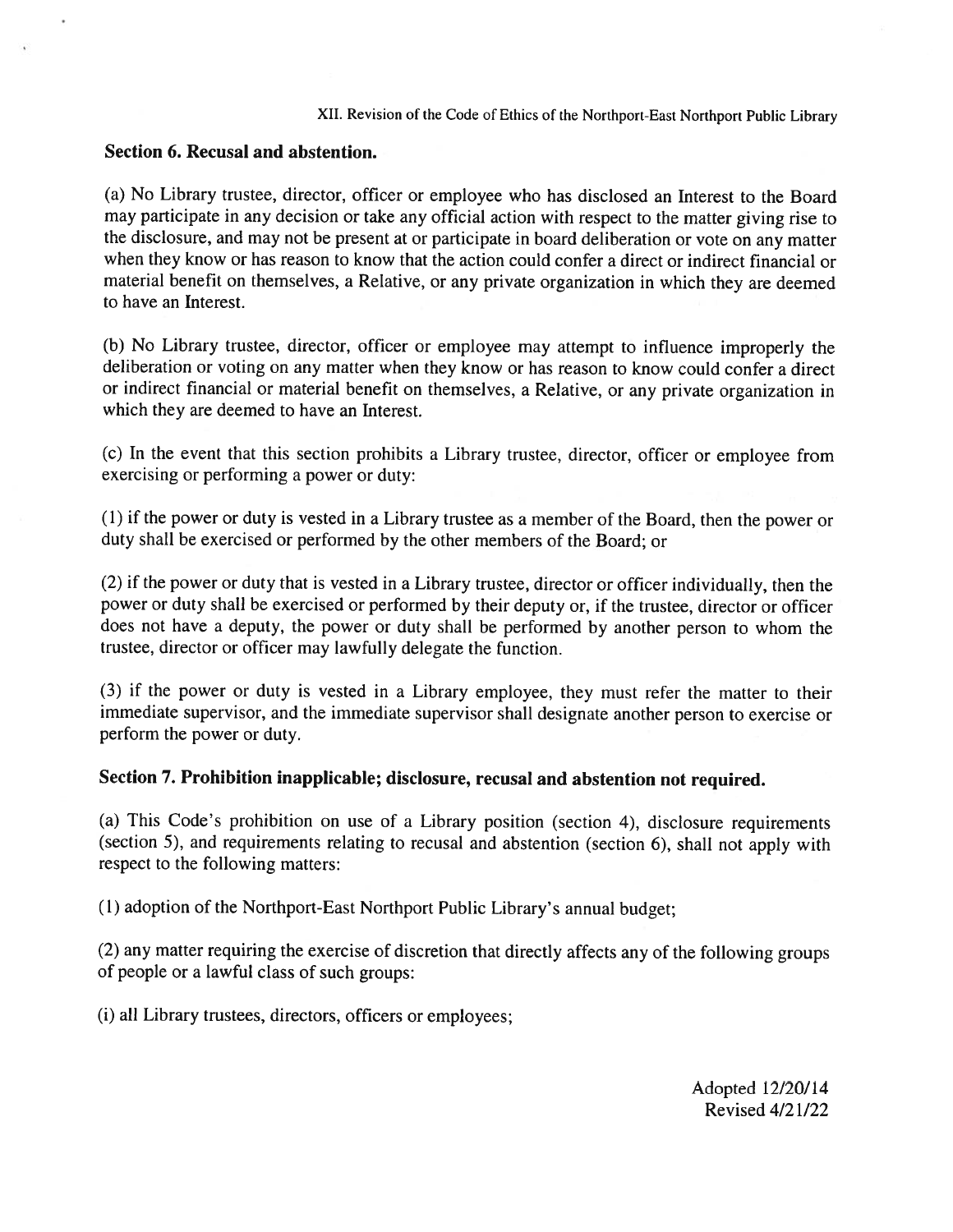## Section 6. Recusal and abstention.

(a) No Library trustee, director, officer or employee who has disclosed an Interest to the Board may participate in any decision or take any official action with respect to the matter giving rise to the disclosure, and may not be present at or participate in board deliberation or vote on any matter when they know or has reason to know that the action could confer a direct or indirect financial or material benefit on themselves, a Relative, or any private organization in which they are deemed to have an Interest.

(b) No Library trustee, director, officer or employee may attempt to influence improperly the deliberation or voting on any matter when they know or has reason to know could confer a direct or indirect financial or material benefit on themselves, a Relative, or any private organization in which they are deemed to have an Interest.

(c) In the event that this section prohibits a Library trustee, director, officer or employee from exercising or performing a power or duty:

(1) if the power or duty is vested in a Library trustee as a member of the Board, then the power or duty shall be exercised or performed by the other members of the Board; or

(2) if the power or duty that is vested in a Library trustee, director or officer individually, then the power or duty shall be exercised or performed by their deputy or, if the trustee, director or officer does not have a deputy, the power or duty shall be performed by another person to whom the trustee, director or officer may lawfully delegate the function.

(3) if the power or duty is vested in a Library employee, they must refer the matter to their immediate supervisor, and the immediate supervisor shall designate another person to exercise or perform the power or duty.

## Section 7. Prohibition inapplicable; disclosure, recusal and abstention not required.

(a) This Code's prohibition on use of a Library position (section 4), disclosure requirements (section 5), and requirements relating to recusal and abstention (section 6), shall not apply with respect to the following matters:

(1) adoption of the Northport-East Northport Public Library's annual budget;

(2) any matter requiring the exercise of discretion that directly affects any of the following groups of people or a lawful class of such groups:

(i) all Library trustees, directors, officers or employees;

Adopted 12/20/14
Revised 4/21/22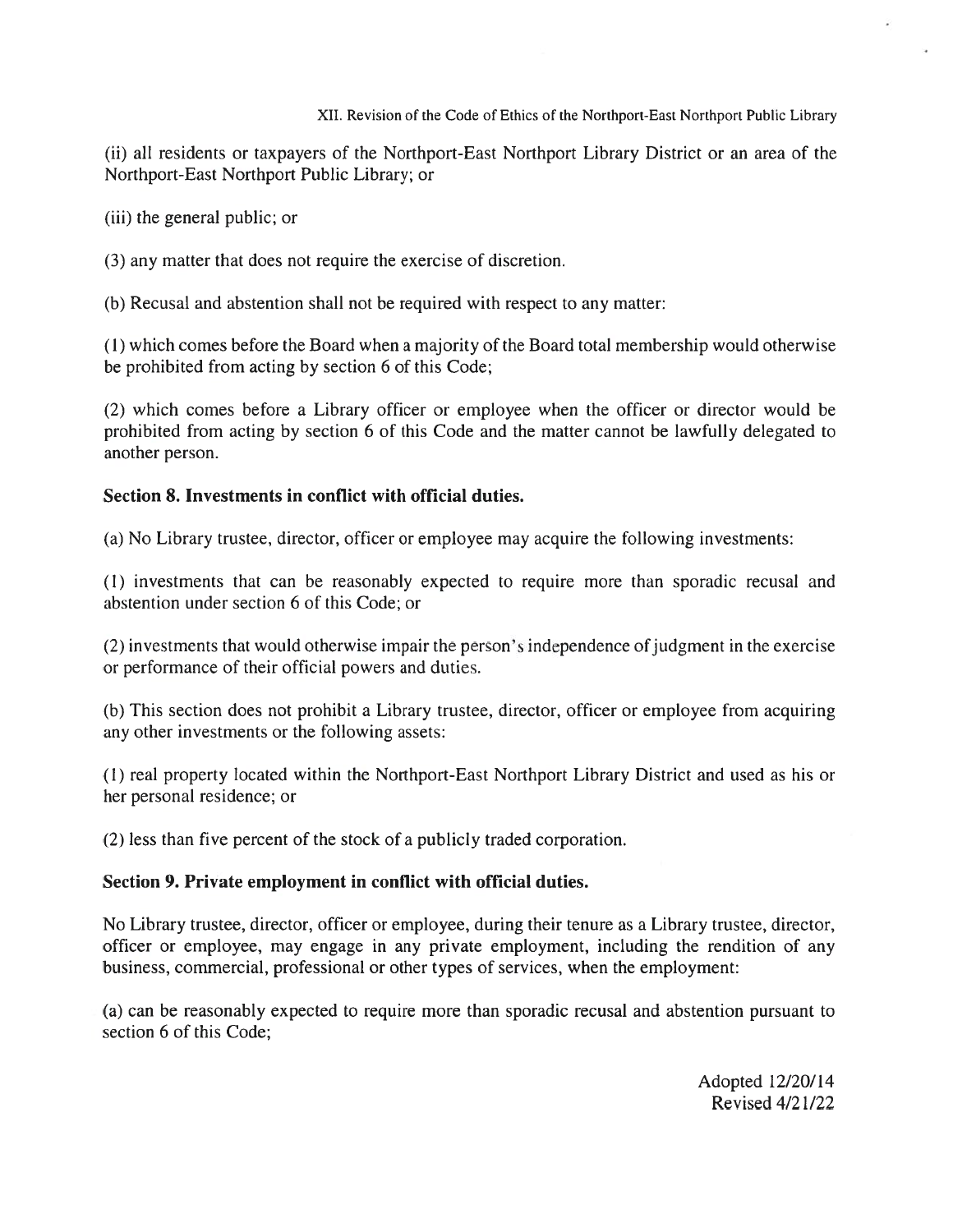(ii) all residents or taxpayers of the Northport-East Northport Library District or an area of the Northport-East Northport Public Library; or

(iii) the general public; or

(3) any matter that does not require the exercise of discretion.

(b) Recusal and abstention shall not be required with respect to any matter:

(1) which comes before the Board when a majority of the Board total membership would otherwise be prohibited from acting by section 6 of this Code;

(2) which comes before a Library officer or employee when the officer or director would be prohibited from acting by section 6 of this Code and the matter cannot be lawfully delegated to another person.

**Section 8. Investments in conflict with official duties.**

(a) No Library trustee, director, officer or employee may acquire the following investments:

(1) investments that can be reasonably expected to require more than sporadic recusal and abstention under section 6 of this Code; or

(2) investments that would otherwise impair the person's independence of judgment in the exercise or performance of their official powers and duties.

(b) This section does not prohibit a Library trustee, director, officer or employee from acquiring any other investments or the following assets:

(1) real property located within the Northport-East Northport Library District and used as his or her personal residence; or

(2) less than five percent of the stock of a publicly traded corporation.

**Section 9. Private employment in conflict with official duties.**

No Library trustee, director, officer or employee, during their tenure as a Library trustee, director, officer or employee, may engage in any private employment, including the rendition of any business, commercial, professional or other types of services, when the employment:

(a) can be reasonably expected to require more than sporadic recusal and abstention pursuant to section 6 of this Code;

Adopted 12/20/14
Revised 4/21/22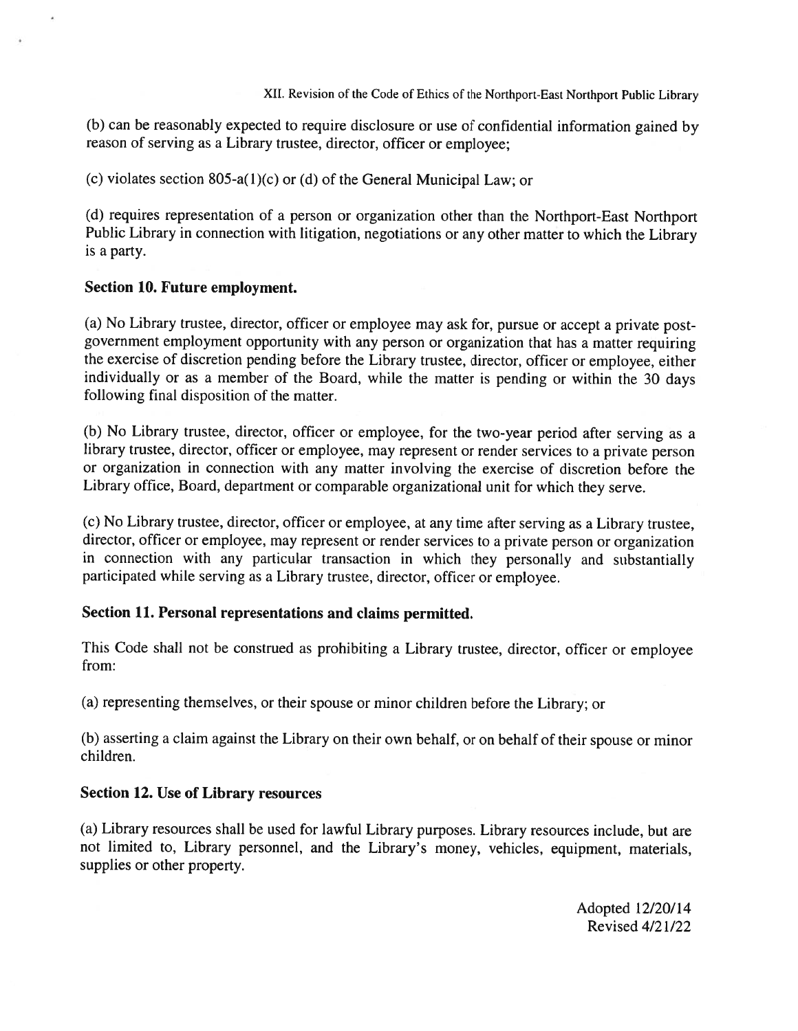(b) can be reasonably expected to require disclosure or use of confidential information gained by reason of serving as a Library trustee, director, officer or employee;

(c) violates section 805-a(1)(c) or (d) of the General Municipal Law; or

(d) requires representation of a person or organization other than the Northport-East Northport Public Library in connection with litigation, negotiations or any other matter to which the Library is a party.

**Section 10. Future employment.**

(a) No Library trustee, director, officer or employee may ask for, pursue or accept a private post-government employment opportunity with any person or organization that has a matter requiring the exercise of discretion pending before the Library trustee, director, officer or employee, either individually or as a member of the Board, while the matter is pending or within the 30 days following final disposition of the matter.

(b) No Library trustee, director, officer or employee, for the two-year period after serving as a library trustee, director, officer or employee, may represent or render services to a private person or organization in connection with any matter involving the exercise of discretion before the Library office, Board, department or comparable organizational unit for which they serve.

(c) No Library trustee, director, officer or employee, at any time after serving as a Library trustee, director, officer or employee, may represent or render services to a private person or organization in connection with any particular transaction in which they personally and substantially participated while serving as a Library trustee, director, officer or employee.

**Section 11. Personal representations and claims permitted.**

This Code shall not be construed as prohibiting a Library trustee, director, officer or employee from:

(a) representing themselves, or their spouse or minor children before the Library; or

(b) asserting a claim against the Library on their own behalf, or on behalf of their spouse or minor children.

**Section 12. Use of Library resources**

(a) Library resources shall be used for lawful Library purposes. Library resources include, but are not limited to, Library personnel, and the Library's money, vehicles, equipment, materials, supplies or other property.

Adopted 12/20/14
Revised 4/21/22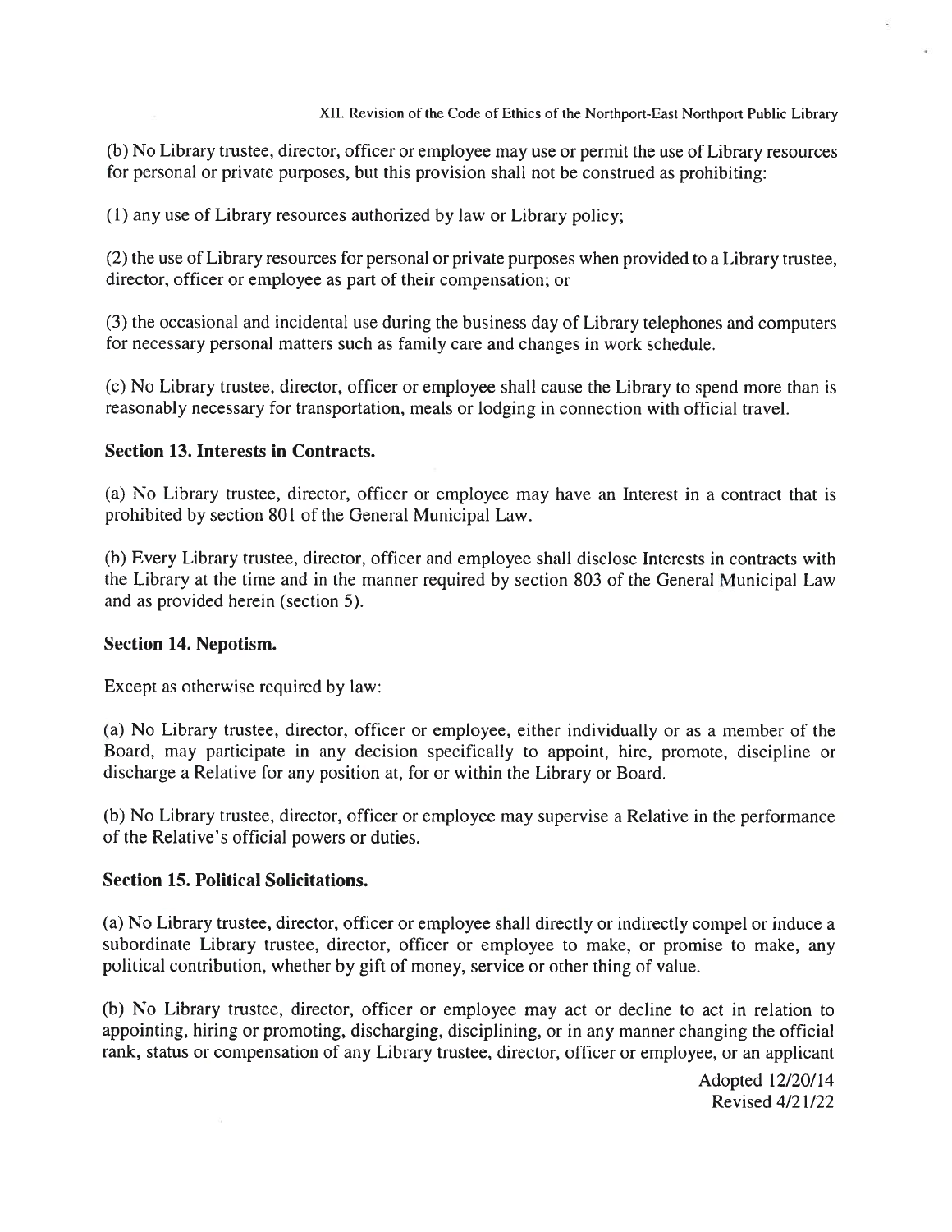(b) No Library trustee, director, officer or employee may use or permit the use of Library resources for personal or private purposes, but this provision shall not be construed as prohibiting:

(1) any use of Library resources authorized by law or Library policy;

(2) the use of Library resources for personal or private purposes when provided to a Library trustee, director, officer or employee as part of their compensation; or

(3) the occasional and incidental use during the business day of Library telephones and computers for necessary personal matters such as family care and changes in work schedule.

(c) No Library trustee, director, officer or employee shall cause the Library to spend more than is reasonably necessary for transportation, meals or lodging in connection with official travel.

### Section 13. Interests in Contracts.

(a) No Library trustee, director, officer or employee may have an Interest in a contract that is prohibited by section 801 of the General Municipal Law.

(b) Every Library trustee, director, officer and employee shall disclose Interests in contracts with the Library at the time and in the manner required by section 803 of the General Municipal Law and as provided herein (section 5).

### Section 14. Nepotism.

Except as otherwise required by law:

(a) No Library trustee, director, officer or employee, either individually or as a member of the Board, may participate in any decision specifically to appoint, hire, promote, discipline or discharge a Relative for any position at, for or within the Library or Board.

(b) No Library trustee, director, officer or employee may supervise a Relative in the performance of the Relative's official powers or duties.

### Section 15. Political Solicitations.

(a) No Library trustee, director, officer or employee shall directly or indirectly compel or induce a subordinate Library trustee, director, officer or employee to make, or promise to make, any political contribution, whether by gift of money, service or other thing of value.

(b) No Library trustee, director, officer or employee may act or decline to act in relation to appointing, hiring or promoting, discharging, disciplining, or in any manner changing the official rank, status or compensation of any Library trustee, director, officer or employee, or an applicant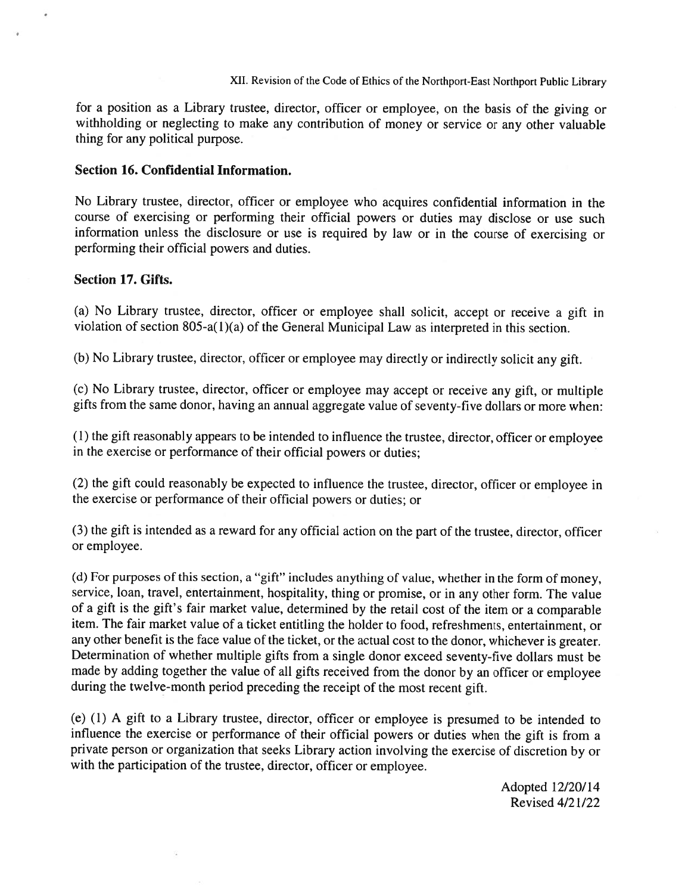for a position as a Library trustee, director, officer or employee, on the basis of the giving or withholding or neglecting to make any contribution of money or service or any other valuable thing for any political purpose.

**Section 16. Confidential Information.**

No Library trustee, director, officer or employee who acquires confidential information in the course of exercising or performing their official powers or duties may disclose or use such information unless the disclosure or use is required by law or in the course of exercising or performing their official powers and duties.

**Section 17. Gifts.**

(a) No Library trustee, director, officer or employee shall solicit, accept or receive a gift in violation of section 805-a(1)(a) of the General Municipal Law as interpreted in this section.

(b) No Library trustee, director, officer or employee may directly or indirectly solicit any gift.

(c) No Library trustee, director, officer or employee may accept or receive any gift, or multiple gifts from the same donor, having an annual aggregate value of seventy-five dollars or more when:

(1) the gift reasonably appears to be intended to influence the trustee, director, officer or employee in the exercise or performance of their official powers or duties;

(2) the gift could reasonably be expected to influence the trustee, director, officer or employee in the exercise or performance of their official powers or duties; or

(3) the gift is intended as a reward for any official action on the part of the trustee, director, officer or employee.

(d) For purposes of this section, a "gift" includes anything of value, whether in the form of money, service, loan, travel, entertainment, hospitality, thing or promise, or in any other form. The value of a gift is the gift's fair market value, determined by the retail cost of the item or a comparable item. The fair market value of a ticket entitling the holder to food, refreshments, entertainment, or any other benefit is the face value of the ticket, or the actual cost to the donor, whichever is greater. Determination of whether multiple gifts from a single donor exceed seventy-five dollars must be made by adding together the value of all gifts received from the donor by an officer or employee during the twelve-month period preceding the receipt of the most recent gift.

(e) (1) A gift to a Library trustee, director, officer or employee is presumed to be intended to influence the exercise or performance of their official powers or duties when the gift is from a private person or organization that seeks Library action involving the exercise of discretion by or with the participation of the trustee, director, officer or employee.

Adopted 12/20/14
Revised 4/21/22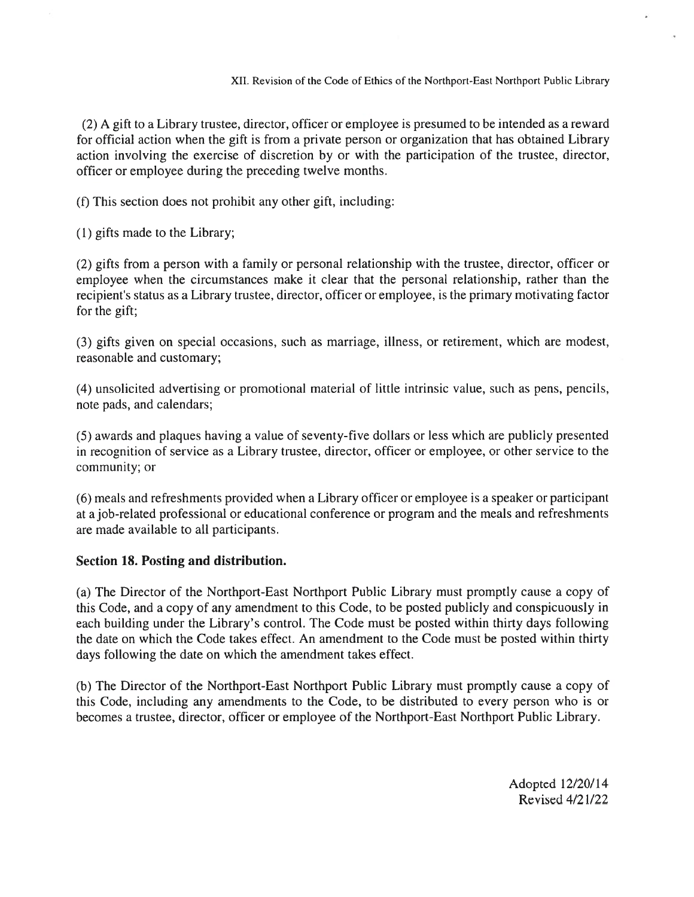(2) A gift to a Library trustee, director, officer or employee is presumed to be intended as a reward for official action when the gift is from a private person or organization that has obtained Library action involving the exercise of discretion by or with the participation of the trustee, director, officer or employee during the preceding twelve months.

(f) This section does not prohibit any other gift, including:

(1) gifts made to the Library;

(2) gifts from a person with a family or personal relationship with the trustee, director, officer or employee when the circumstances make it clear that the personal relationship, rather than the recipient's status as a Library trustee, director, officer or employee, is the primary motivating factor for the gift;

(3) gifts given on special occasions, such as marriage, illness, or retirement, which are modest, reasonable and customary;

(4) unsolicited advertising or promotional material of little intrinsic value, such as pens, pencils, note pads, and calendars;

(5) awards and plaques having a value of seventy-five dollars or less which are publicly presented in recognition of service as a Library trustee, director, officer or employee, or other service to the community; or

(6) meals and refreshments provided when a Library officer or employee is a speaker or participant at a job-related professional or educational conference or program and the meals and refreshments are made available to all participants.

## Section 18. Posting and distribution.

(a) The Director of the Northport-East Northport Public Library must promptly cause a copy of this Code, and a copy of any amendment to this Code, to be posted publicly and conspicuously in each building under the Library's control. The Code must be posted within thirty days following the date on which the Code takes effect. An amendment to the Code must be posted within thirty days following the date on which the amendment takes effect.

(b) The Director of the Northport-East Northport Public Library must promptly cause a copy of this Code, including any amendments to the Code, to be distributed to every person who is or becomes a trustee, director, officer or employee of the Northport-East Northport Public Library.

Adopted 12/20/14
Revised 4/21/22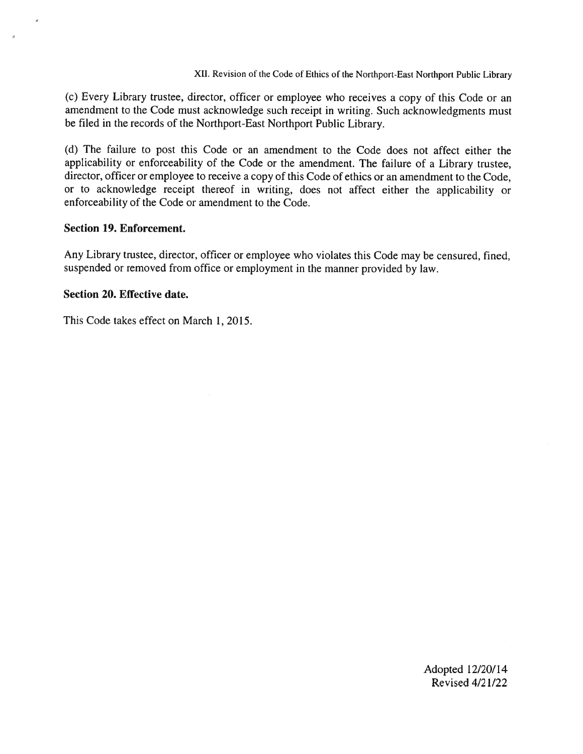(c) Every Library trustee, director, officer or employee who receives a copy of this Code or an amendment to the Code must acknowledge such receipt in writing. Such acknowledgments must be filed in the records of the Northport-East Northport Public Library.

(d) The failure to post this Code or an amendment to the Code does not affect either the applicability or enforceability of the Code or the amendment. The failure of a Library trustee, director, officer or employee to receive a copy of this Code of ethics or an amendment to the Code, or to acknowledge receipt thereof in writing, does not affect either the applicability or enforceability of the Code or amendment to the Code.

**Section 19. Enforcement.**

Any Library trustee, director, officer or employee who violates this Code may be censured, fined, suspended or removed from office or employment in the manner provided by law.

**Section 20. Effective date.**

This Code takes effect on March 1, 2015.

Adopted 12/20/14
Revised 4/21/22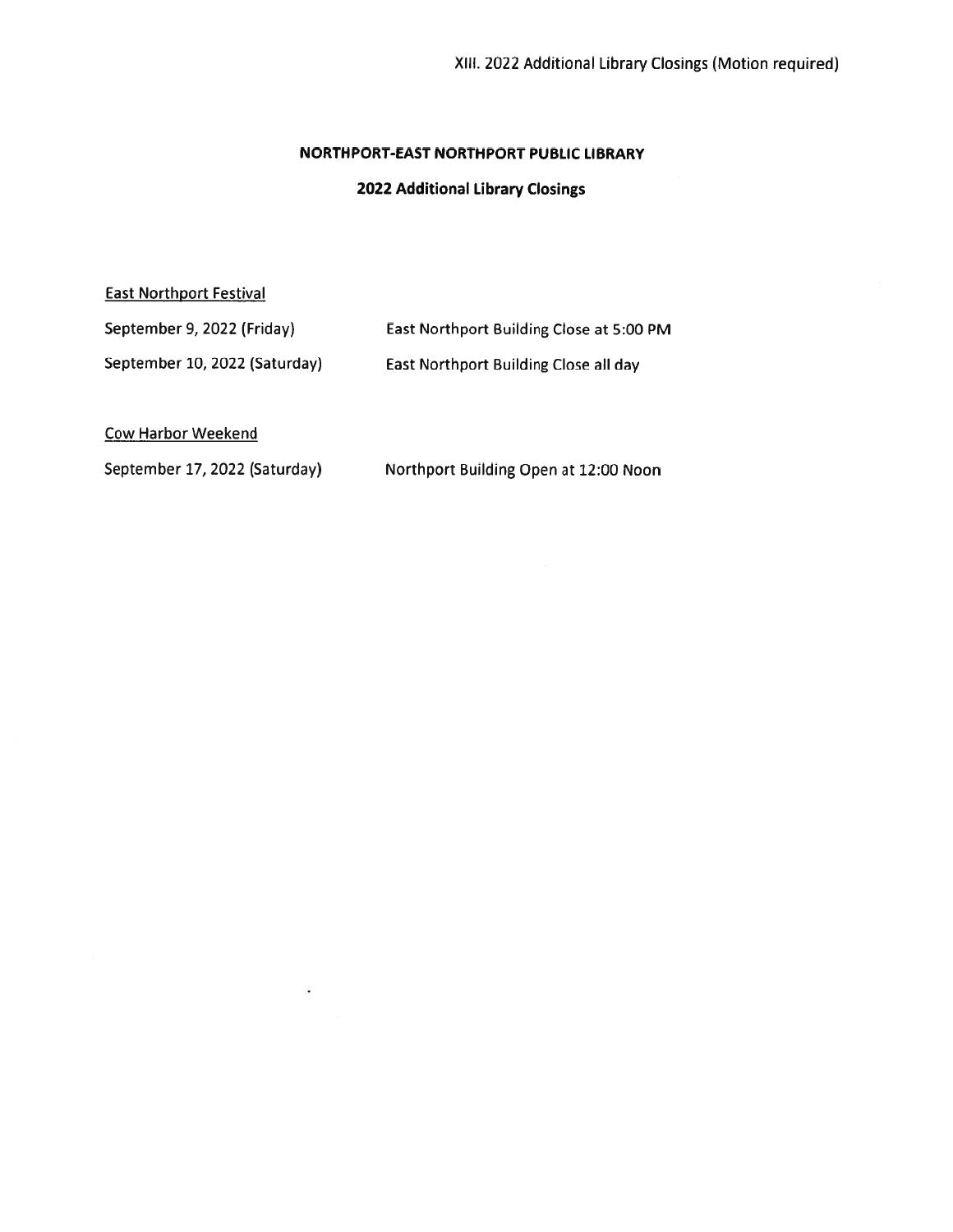XIII. 2022 Additional Library Closings (Motion required)

## NORTHPORT-EAST NORTHPORT PUBLIC LIBRARY

## 2022 Additional Library Closings

East Northport Festival

| | |
|---|---|
| September 9, 2022 (Friday) | East Northport Building Close at 5:00 PM |
| September 10, 2022 (Saturday) | East Northport Building Close all day |

Cow Harbor Weekend

| | |
|---|---|
| September 17, 2022 (Saturday) | Northport Building Open at 12:00 Noon |